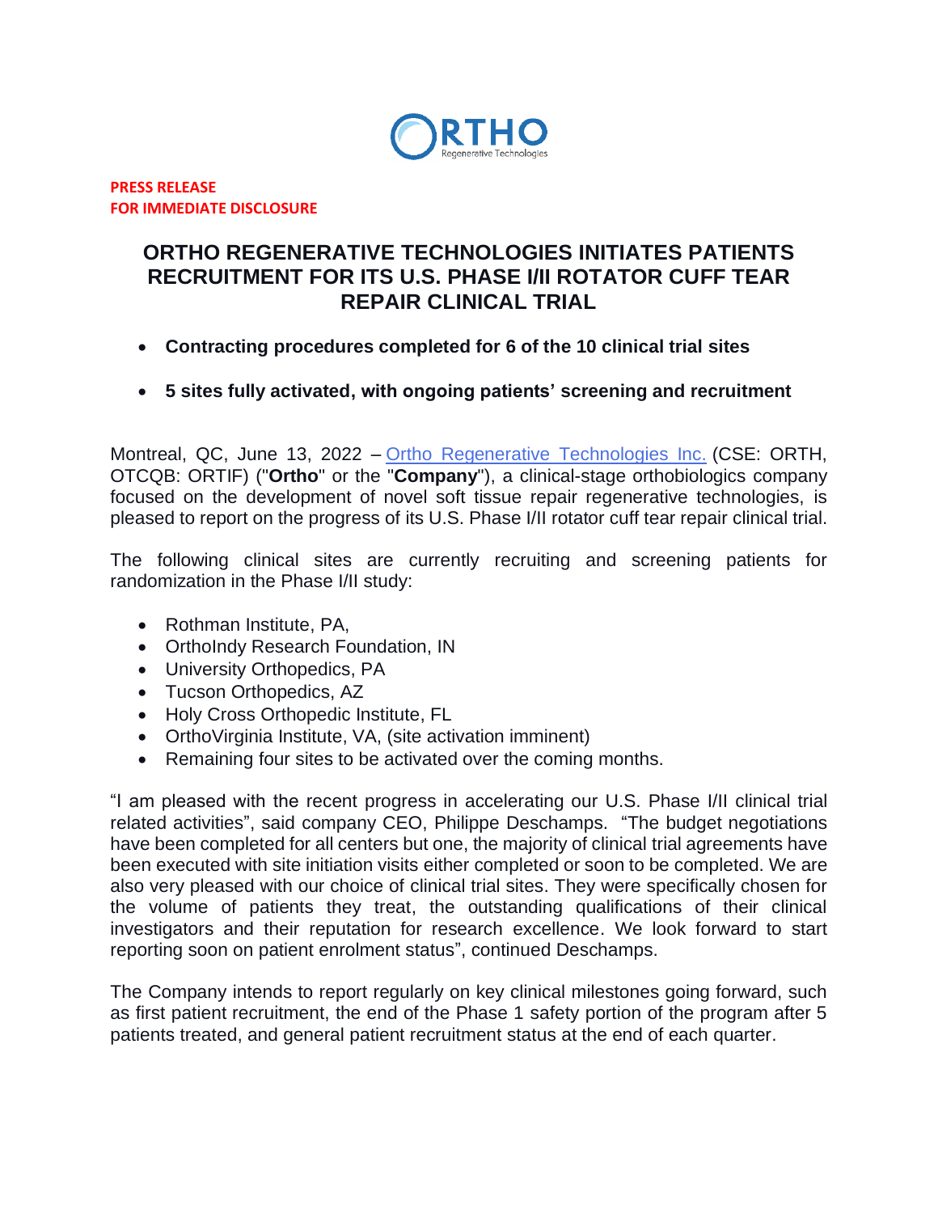**PRESS RELEASE**
**FOR IMMEDIATE DISCLOSURE**

# ORTHO REGENERATIVE TECHNOLOGIES INITIATES PATIENTS RECRUITMENT FOR ITS U.S. PHASE I/II ROTATOR CUFF TEAR REPAIR CLINICAL TRIAL

- **Contracting procedures completed for 6 of the 10 clinical trial sites**
- **5 sites fully activated, with ongoing patients' screening and recruitment**

Montreal, QC, June 13, 2022 – Ortho Regenerative Technologies Inc. (CSE: ORTH, OTCQB: ORTIF) ("**Ortho**" or the "**Company**"), a clinical-stage orthobiologics company focused on the development of novel soft tissue repair regenerative technologies, is pleased to report on the progress of its U.S. Phase I/II rotator cuff tear repair clinical trial.

The following clinical sites are currently recruiting and screening patients for randomization in the Phase I/II study:

- Rothman Institute, PA,
- OrthoIndy Research Foundation, IN
- University Orthopedics, PA
- Tucson Orthopedics, AZ
- Holy Cross Orthopedic Institute, FL
- OrthoVirginia Institute, VA, (site activation imminent)
- Remaining four sites to be activated over the coming months.

"I am pleased with the recent progress in accelerating our U.S. Phase I/II clinical trial related activities", said company CEO, Philippe Deschamps. "The budget negotiations have been completed for all centers but one, the majority of clinical trial agreements have been executed with site initiation visits either completed or soon to be completed. We are also very pleased with our choice of clinical trial sites. They were specifically chosen for the volume of patients they treat, the outstanding qualifications of their clinical investigators and their reputation for research excellence. We look forward to start reporting soon on patient enrolment status", continued Deschamps.

The Company intends to report regularly on key clinical milestones going forward, such as first patient recruitment, the end of the Phase 1 safety portion of the program after 5 patients treated, and general patient recruitment status at the end of each quarter.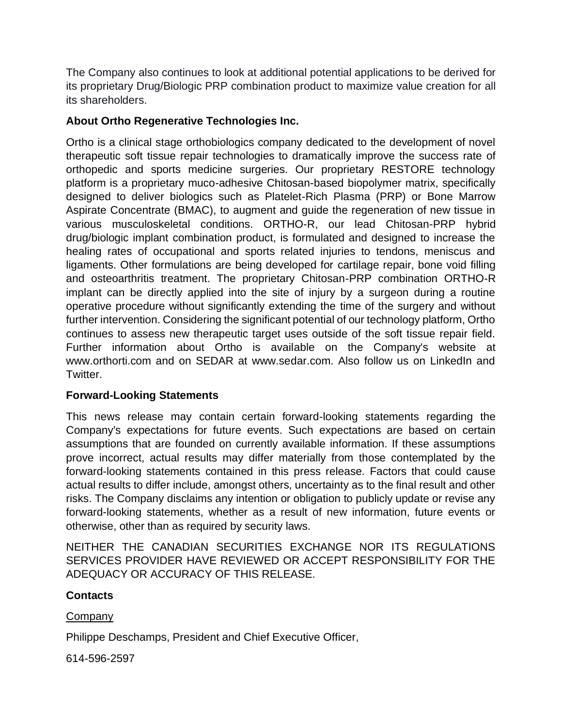The Company also continues to look at additional potential applications to be derived for its proprietary Drug/Biologic PRP combination product to maximize value creation for all its shareholders.

**About Ortho Regenerative Technologies Inc.**

Ortho is a clinical stage orthobiologics company dedicated to the development of novel therapeutic soft tissue repair technologies to dramatically improve the success rate of orthopedic and sports medicine surgeries. Our proprietary RESTORE technology platform is a proprietary muco-adhesive Chitosan-based biopolymer matrix, specifically designed to deliver biologics such as Platelet-Rich Plasma (PRP) or Bone Marrow Aspirate Concentrate (BMAC), to augment and guide the regeneration of new tissue in various musculoskeletal conditions. ORTHO-R, our lead Chitosan-PRP hybrid drug/biologic implant combination product, is formulated and designed to increase the healing rates of occupational and sports related injuries to tendons, meniscus and ligaments. Other formulations are being developed for cartilage repair, bone void filling and osteoarthritis treatment. The proprietary Chitosan-PRP combination ORTHO-R implant can be directly applied into the site of injury by a surgeon during a routine operative procedure without significantly extending the time of the surgery and without further intervention. Considering the significant potential of our technology platform, Ortho continues to assess new therapeutic target uses outside of the soft tissue repair field. Further information about Ortho is available on the Company's website at www.orthorti.com and on SEDAR at www.sedar.com. Also follow us on LinkedIn and Twitter.

**Forward-Looking Statements**

This news release may contain certain forward-looking statements regarding the Company's expectations for future events. Such expectations are based on certain assumptions that are founded on currently available information. If these assumptions prove incorrect, actual results may differ materially from those contemplated by the forward-looking statements contained in this press release. Factors that could cause actual results to differ include, amongst others, uncertainty as to the final result and other risks. The Company disclaims any intention or obligation to publicly update or revise any forward-looking statements, whether as a result of new information, future events or otherwise, other than as required by security laws.

NEITHER THE CANADIAN SECURITIES EXCHANGE NOR ITS REGULATIONS SERVICES PROVIDER HAVE REVIEWED OR ACCEPT RESPONSIBILITY FOR THE ADEQUACY OR ACCURACY OF THIS RELEASE.

**Contacts**

Company

Philippe Deschamps, President and Chief Executive Officer,

614-596-2597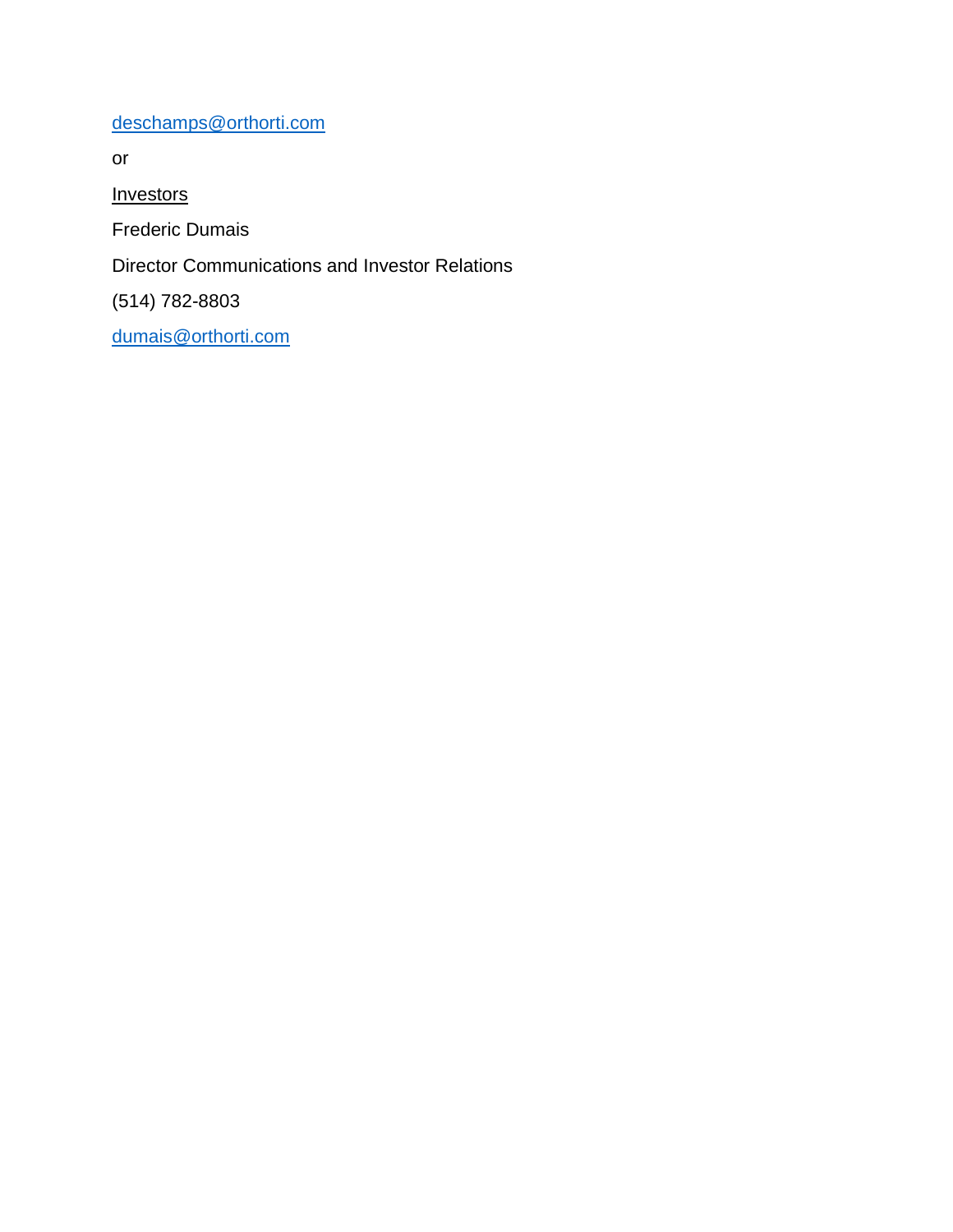deschamps@orthorti.com

or

Investors

Frederic Dumais

Director Communications and Investor Relations

(514) 782-8803

dumais@orthorti.com